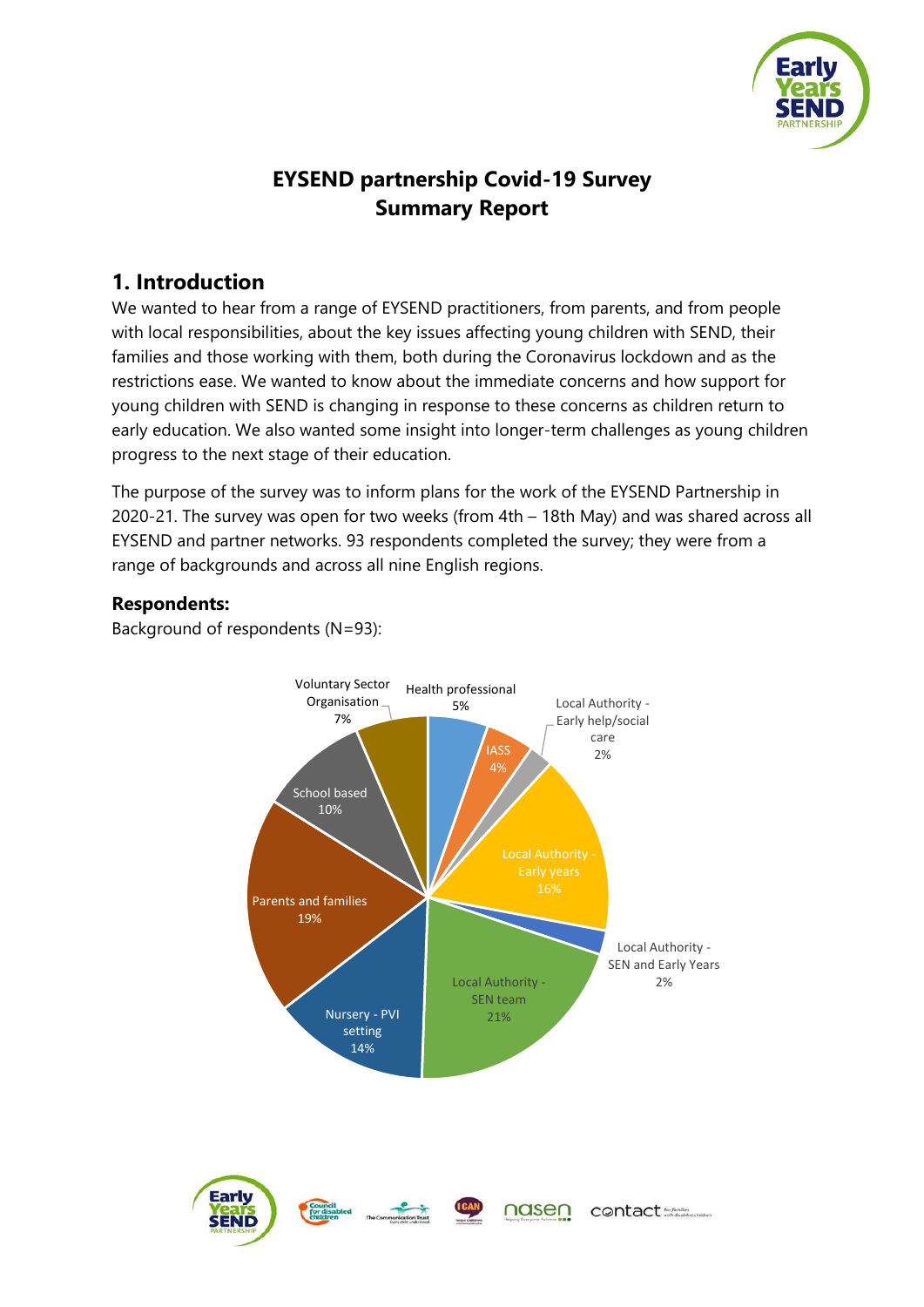# EYSEND partnership Covid-19 Survey
# Summary Report

## 1. Introduction

We wanted to hear from a range of EYSEND practitioners, from parents, and from people with local responsibilities, about the key issues affecting young children with SEND, their families and those working with them, both during the Coronavirus lockdown and as the restrictions ease. We wanted to know about the immediate concerns and how support for young children with SEND is changing in response to these concerns as children return to early education. We also wanted some insight into longer-term challenges as young children progress to the next stage of their education.

The purpose of the survey was to inform plans for the work of the EYSEND Partnership in 2020-21. The survey was open for two weeks (from 4th – 18th May) and was shared across all EYSEND and partner networks. 93 respondents completed the survey; they were from a range of backgrounds and across all nine English regions.

### Respondents:

Background of respondents (N=93):

| Background | % |
|---|---|
| Health professional | 5% |
| IASS | 4% |
| Local Authority - Early help/social care | 2% |
| Local Authority - Early years | 16% |
| Local Authority - SEN and Early Years | 2% |
| Local Authority - SEN team | 21% |
| Nursery - PVI setting | 14% |
| Parents and families | 19% |
| School based | 10% |
| Voluntary Sector Organisation | 7% |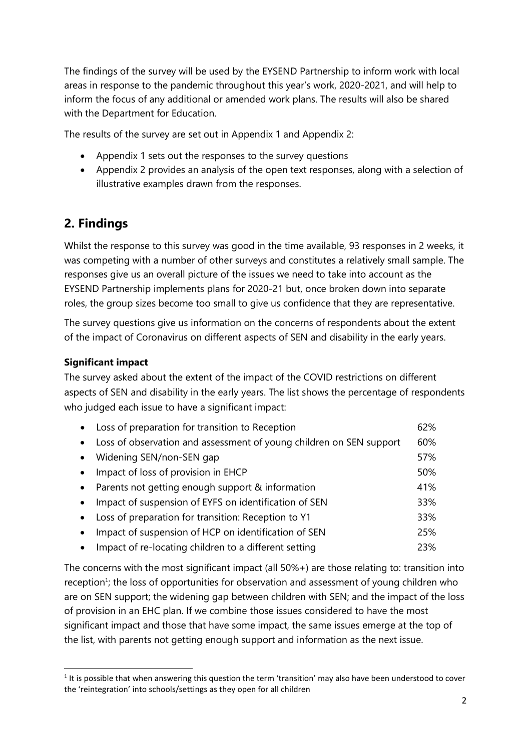The findings of the survey will be used by the EYSEND Partnership to inform work with local areas in response to the pandemic throughout this year's work, 2020-2021, and will help to inform the focus of any additional or amended work plans. The results will also be shared with the Department for Education.

The results of the survey are set out in Appendix 1 and Appendix 2:

- Appendix 1 sets out the responses to the survey questions
- Appendix 2 provides an analysis of the open text responses, along with a selection of illustrative examples drawn from the responses.

## 2. Findings

Whilst the response to this survey was good in the time available, 93 responses in 2 weeks, it was competing with a number of other surveys and constitutes a relatively small sample. The responses give us an overall picture of the issues we need to take into account as the EYSEND Partnership implements plans for 2020-21 but, once broken down into separate roles, the group sizes become too small to give us confidence that they are representative.

The survey questions give us information on the concerns of respondents about the extent of the impact of Coronavirus on different aspects of SEN and disability in the early years.

### Significant impact

The survey asked about the extent of the impact of the COVID restrictions on different aspects of SEN and disability in the early years. The list shows the percentage of respondents who judged each issue to have a significant impact:

- Loss of preparation for transition to Reception 62%
- Loss of observation and assessment of young children on SEN support 60%
- Widening SEN/non-SEN gap 57%
- Impact of loss of provision in EHCP 50%
- Parents not getting enough support & information 41%
- Impact of suspension of EYFS on identification of SEN 33%
- Loss of preparation for transition: Reception to Y1 33%
- Impact of suspension of HCP on identification of SEN 25%
- Impact of re-locating children to a different setting 23%

The concerns with the most significant impact (all 50%+) are those relating to: transition into reception[1]; the loss of opportunities for observation and assessment of young children who are on SEN support; the widening gap between children with SEN; and the impact of the loss of provision in an EHC plan. If we combine those issues considered to have the most significant impact and those that have some impact, the same issues emerge at the top of the list, with parents not getting enough support and information as the next issue.

[1] It is possible that when answering this question the term 'transition' may also have been understood to cover the 'reintegration' into schools/settings as they open for all children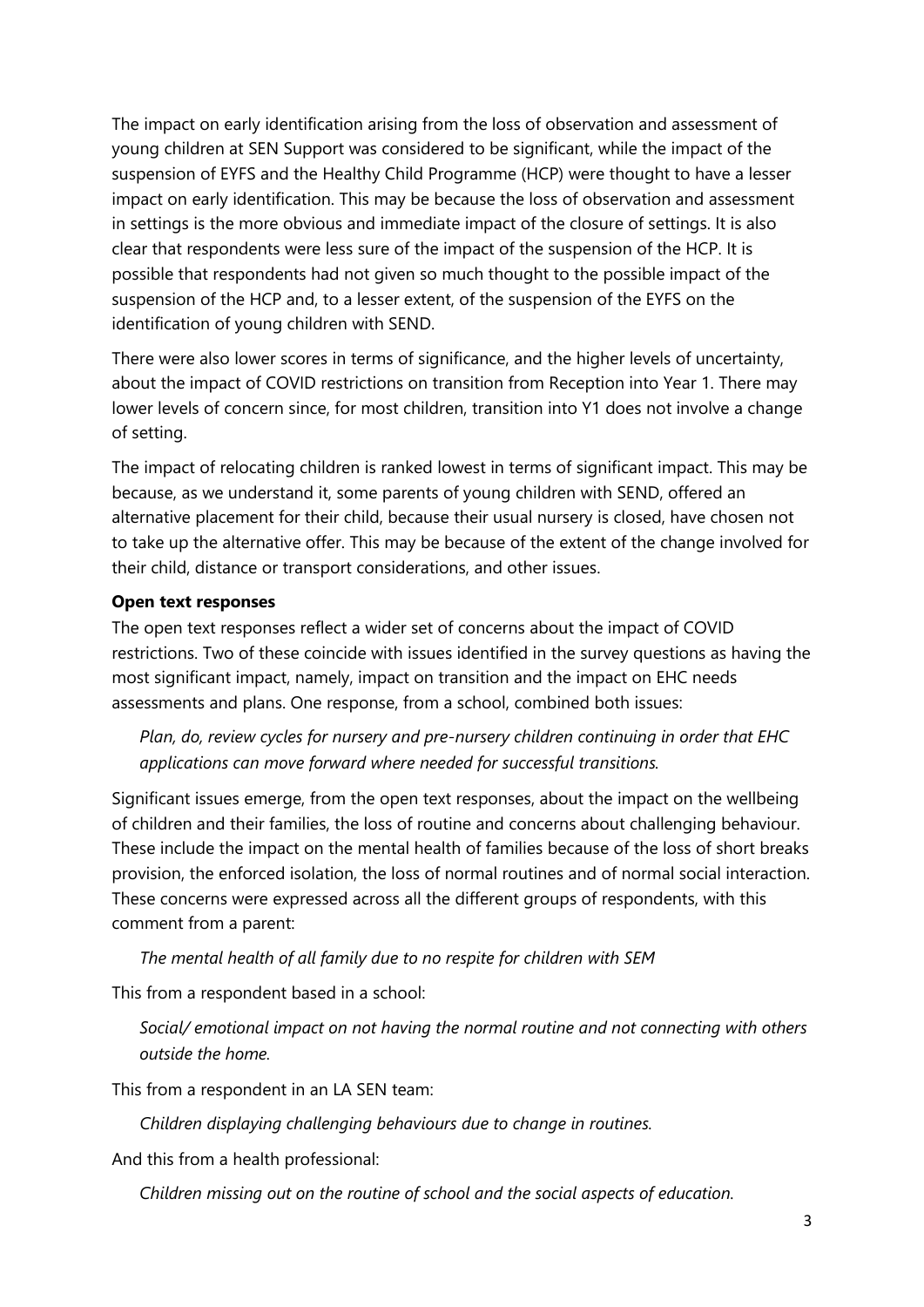The impact on early identification arising from the loss of observation and assessment of young children at SEN Support was considered to be significant, while the impact of the suspension of EYFS and the Healthy Child Programme (HCP) were thought to have a lesser impact on early identification. This may be because the loss of observation and assessment in settings is the more obvious and immediate impact of the closure of settings. It is also clear that respondents were less sure of the impact of the suspension of the HCP. It is possible that respondents had not given so much thought to the possible impact of the suspension of the HCP and, to a lesser extent, of the suspension of the EYFS on the identification of young children with SEND.

There were also lower scores in terms of significance, and the higher levels of uncertainty, about the impact of COVID restrictions on transition from Reception into Year 1. There may lower levels of concern since, for most children, transition into Y1 does not involve a change of setting.

The impact of relocating children is ranked lowest in terms of significant impact. This may be because, as we understand it, some parents of young children with SEND, offered an alternative placement for their child, because their usual nursery is closed, have chosen not to take up the alternative offer. This may be because of the extent of the change involved for their child, distance or transport considerations, and other issues.

**Open text responses**

The open text responses reflect a wider set of concerns about the impact of COVID restrictions. Two of these coincide with issues identified in the survey questions as having the most significant impact, namely, impact on transition and the impact on EHC needs assessments and plans. One response, from a school, combined both issues:

> *Plan, do, review cycles for nursery and pre-nursery children continuing in order that EHC applications can move forward where needed for successful transitions.*

Significant issues emerge, from the open text responses, about the impact on the wellbeing of children and their families, the loss of routine and concerns about challenging behaviour. These include the impact on the mental health of families because of the loss of short breaks provision, the enforced isolation, the loss of normal routines and of normal social interaction. These concerns were expressed across all the different groups of respondents, with this comment from a parent:

> *The mental health of all family due to no respite for children with SEM*

This from a respondent based in a school:

> *Social/ emotional impact on not having the normal routine and not connecting with others outside the home.*

This from a respondent in an LA SEN team:

> *Children displaying challenging behaviours due to change in routines.*

And this from a health professional:

> *Children missing out on the routine of school and the social aspects of education.*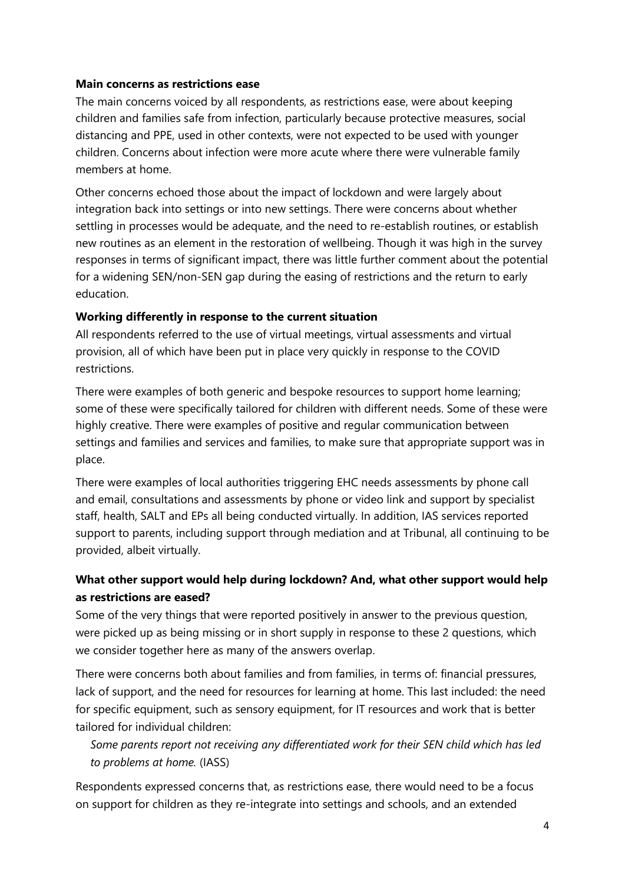**Main concerns as restrictions ease**

The main concerns voiced by all respondents, as restrictions ease, were about keeping children and families safe from infection, particularly because protective measures, social distancing and PPE, used in other contexts, were not expected to be used with younger children. Concerns about infection were more acute where there were vulnerable family members at home.

Other concerns echoed those about the impact of lockdown and were largely about integration back into settings or into new settings. There were concerns about whether settling in processes would be adequate, and the need to re-establish routines, or establish new routines as an element in the restoration of wellbeing. Though it was high in the survey responses in terms of significant impact, there was little further comment about the potential for a widening SEN/non-SEN gap during the easing of restrictions and the return to early education.

**Working differently in response to the current situation**

All respondents referred to the use of virtual meetings, virtual assessments and virtual provision, all of which have been put in place very quickly in response to the COVID restrictions.

There were examples of both generic and bespoke resources to support home learning; some of these were specifically tailored for children with different needs. Some of these were highly creative. There were examples of positive and regular communication between settings and families and services and families, to make sure that appropriate support was in place.

There were examples of local authorities triggering EHC needs assessments by phone call and email, consultations and assessments by phone or video link and support by specialist staff, health, SALT and EPs all being conducted virtually. In addition, IAS services reported support to parents, including support through mediation and at Tribunal, all continuing to be provided, albeit virtually.

**What other support would help during lockdown? And, what other support would help as restrictions are eased?**

Some of the very things that were reported positively in answer to the previous question, were picked up as being missing or in short supply in response to these 2 questions, which we consider together here as many of the answers overlap.

There were concerns both about families and from families, in terms of: financial pressures, lack of support, and the need for resources for learning at home. This last included: the need for specific equipment, such as sensory equipment, for IT resources and work that is better tailored for individual children:

> *Some parents report not receiving any differentiated work for their SEN child which has led to problems at home.* (IASS)

Respondents expressed concerns that, as restrictions ease, there would need to be a focus on support for children as they re-integrate into settings and schools, and an extended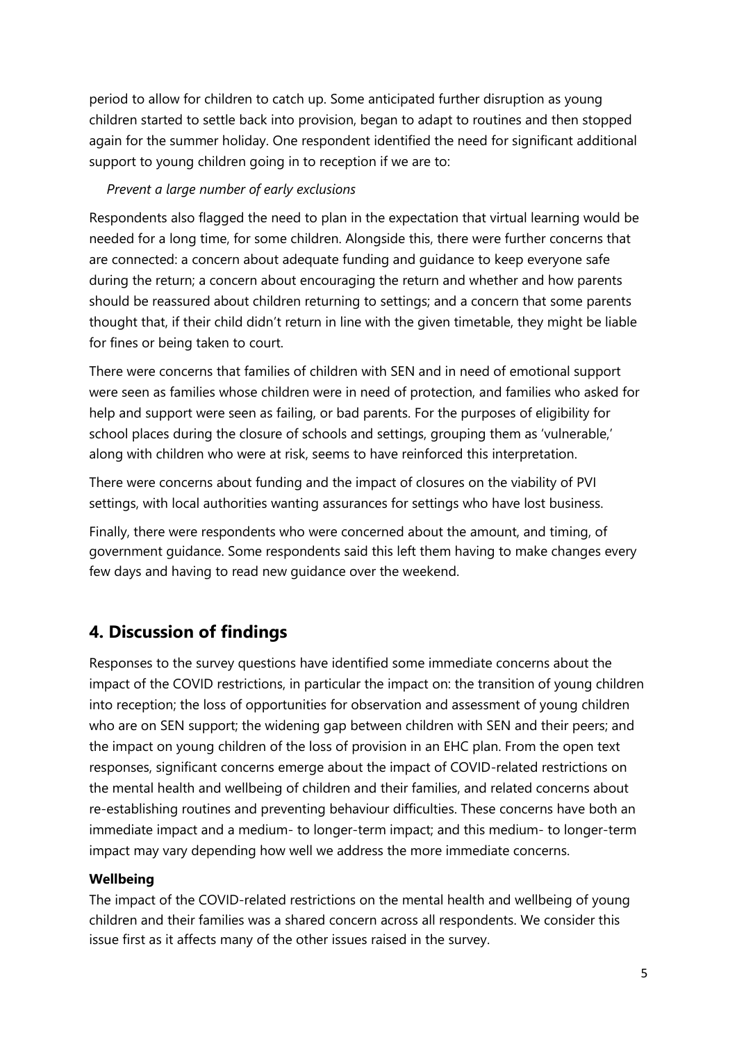period to allow for children to catch up. Some anticipated further disruption as young children started to settle back into provision, began to adapt to routines and then stopped again for the summer holiday. One respondent identified the need for significant additional support to young children going in to reception if we are to:

> *Prevent a large number of early exclusions*

Respondents also flagged the need to plan in the expectation that virtual learning would be needed for a long time, for some children. Alongside this, there were further concerns that are connected: a concern about adequate funding and guidance to keep everyone safe during the return; a concern about encouraging the return and whether and how parents should be reassured about children returning to settings; and a concern that some parents thought that, if their child didn't return in line with the given timetable, they might be liable for fines or being taken to court.

There were concerns that families of children with SEN and in need of emotional support were seen as families whose children were in need of protection, and families who asked for help and support were seen as failing, or bad parents. For the purposes of eligibility for school places during the closure of schools and settings, grouping them as 'vulnerable,' along with children who were at risk, seems to have reinforced this interpretation.

There were concerns about funding and the impact of closures on the viability of PVI settings, with local authorities wanting assurances for settings who have lost business.

Finally, there were respondents who were concerned about the amount, and timing, of government guidance. Some respondents said this left them having to make changes every few days and having to read new guidance over the weekend.

## 4. Discussion of findings

Responses to the survey questions have identified some immediate concerns about the impact of the COVID restrictions, in particular the impact on: the transition of young children into reception; the loss of opportunities for observation and assessment of young children who are on SEN support; the widening gap between children with SEN and their peers; and the impact on young children of the loss of provision in an EHC plan. From the open text responses, significant concerns emerge about the impact of COVID-related restrictions on the mental health and wellbeing of children and their families, and related concerns about re-establishing routines and preventing behaviour difficulties. These concerns have both an immediate impact and a medium- to longer-term impact; and this medium- to longer-term impact may vary depending how well we address the more immediate concerns.

**Wellbeing**

The impact of the COVID-related restrictions on the mental health and wellbeing of young children and their families was a shared concern across all respondents. We consider this issue first as it affects many of the other issues raised in the survey.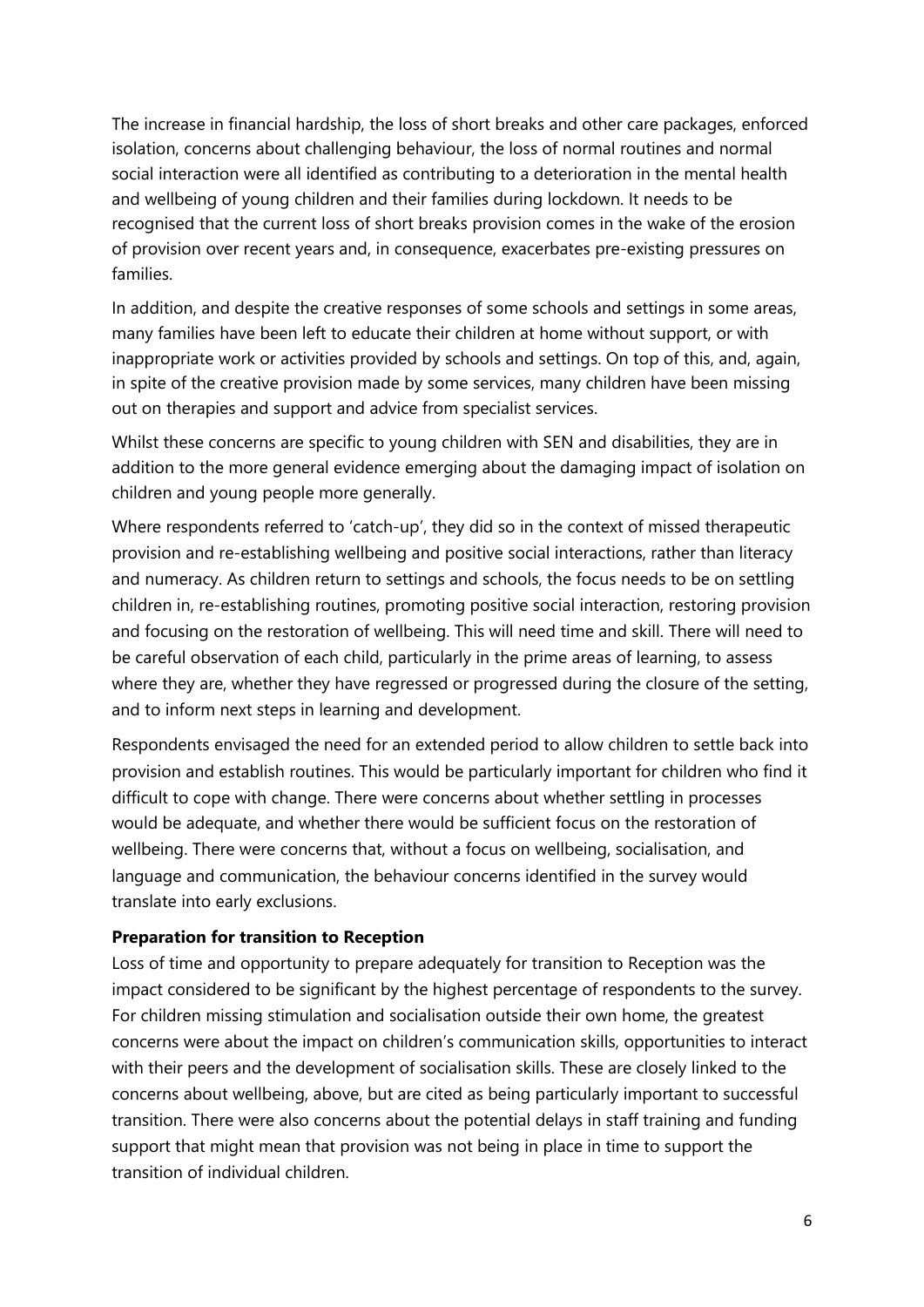The increase in financial hardship, the loss of short breaks and other care packages, enforced isolation, concerns about challenging behaviour, the loss of normal routines and normal social interaction were all identified as contributing to a deterioration in the mental health and wellbeing of young children and their families during lockdown. It needs to be recognised that the current loss of short breaks provision comes in the wake of the erosion of provision over recent years and, in consequence, exacerbates pre-existing pressures on families.

In addition, and despite the creative responses of some schools and settings in some areas, many families have been left to educate their children at home without support, or with inappropriate work or activities provided by schools and settings. On top of this, and, again, in spite of the creative provision made by some services, many children have been missing out on therapies and support and advice from specialist services.

Whilst these concerns are specific to young children with SEN and disabilities, they are in addition to the more general evidence emerging about the damaging impact of isolation on children and young people more generally.

Where respondents referred to 'catch-up', they did so in the context of missed therapeutic provision and re-establishing wellbeing and positive social interactions, rather than literacy and numeracy. As children return to settings and schools, the focus needs to be on settling children in, re-establishing routines, promoting positive social interaction, restoring provision and focusing on the restoration of wellbeing. This will need time and skill. There will need to be careful observation of each child, particularly in the prime areas of learning, to assess where they are, whether they have regressed or progressed during the closure of the setting, and to inform next steps in learning and development.

Respondents envisaged the need for an extended period to allow children to settle back into provision and establish routines. This would be particularly important for children who find it difficult to cope with change. There were concerns about whether settling in processes would be adequate, and whether there would be sufficient focus on the restoration of wellbeing. There were concerns that, without a focus on wellbeing, socialisation, and language and communication, the behaviour concerns identified in the survey would translate into early exclusions.

**Preparation for transition to Reception**

Loss of time and opportunity to prepare adequately for transition to Reception was the impact considered to be significant by the highest percentage of respondents to the survey. For children missing stimulation and socialisation outside their own home, the greatest concerns were about the impact on children's communication skills, opportunities to interact with their peers and the development of socialisation skills. These are closely linked to the concerns about wellbeing, above, but are cited as being particularly important to successful transition. There were also concerns about the potential delays in staff training and funding support that might mean that provision was not being in place in time to support the transition of individual children.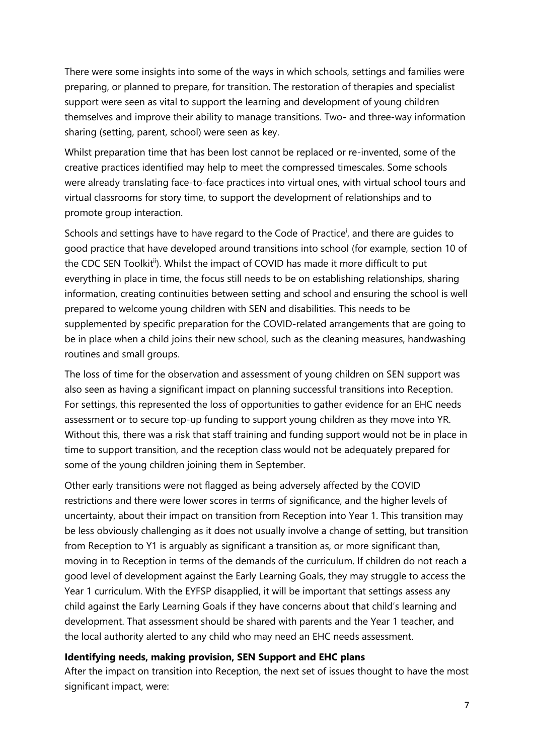There were some insights into some of the ways in which schools, settings and families were preparing, or planned to prepare, for transition. The restoration of therapies and specialist support were seen as vital to support the learning and development of young children themselves and improve their ability to manage transitions. Two- and three-way information sharing (setting, parent, school) were seen as key.

Whilst preparation time that has been lost cannot be replaced or re-invented, some of the creative practices identified may help to meet the compressed timescales. Some schools were already translating face-to-face practices into virtual ones, with virtual school tours and virtual classrooms for story time, to support the development of relationships and to promote group interaction.

Schools and settings have to have regard to the Code of Practice[i], and there are guides to good practice that have developed around transitions into school (for example, section 10 of the CDC SEN Toolkit[ii]). Whilst the impact of COVID has made it more difficult to put everything in place in time, the focus still needs to be on establishing relationships, sharing information, creating continuities between setting and school and ensuring the school is well prepared to welcome young children with SEN and disabilities. This needs to be supplemented by specific preparation for the COVID-related arrangements that are going to be in place when a child joins their new school, such as the cleaning measures, handwashing routines and small groups.

The loss of time for the observation and assessment of young children on SEN support was also seen as having a significant impact on planning successful transitions into Reception. For settings, this represented the loss of opportunities to gather evidence for an EHC needs assessment or to secure top-up funding to support young children as they move into YR. Without this, there was a risk that staff training and funding support would not be in place in time to support transition, and the reception class would not be adequately prepared for some of the young children joining them in September.

Other early transitions were not flagged as being adversely affected by the COVID restrictions and there were lower scores in terms of significance, and the higher levels of uncertainty, about their impact on transition from Reception into Year 1. This transition may be less obviously challenging as it does not usually involve a change of setting, but transition from Reception to Y1 is arguably as significant a transition as, or more significant than, moving in to Reception in terms of the demands of the curriculum. If children do not reach a good level of development against the Early Learning Goals, they may struggle to access the Year 1 curriculum. With the EYFSP disapplied, it will be important that settings assess any child against the Early Learning Goals if they have concerns about that child's learning and development. That assessment should be shared with parents and the Year 1 teacher, and the local authority alerted to any child who may need an EHC needs assessment.

**Identifying needs, making provision, SEN Support and EHC plans**

After the impact on transition into Reception, the next set of issues thought to have the most significant impact, were: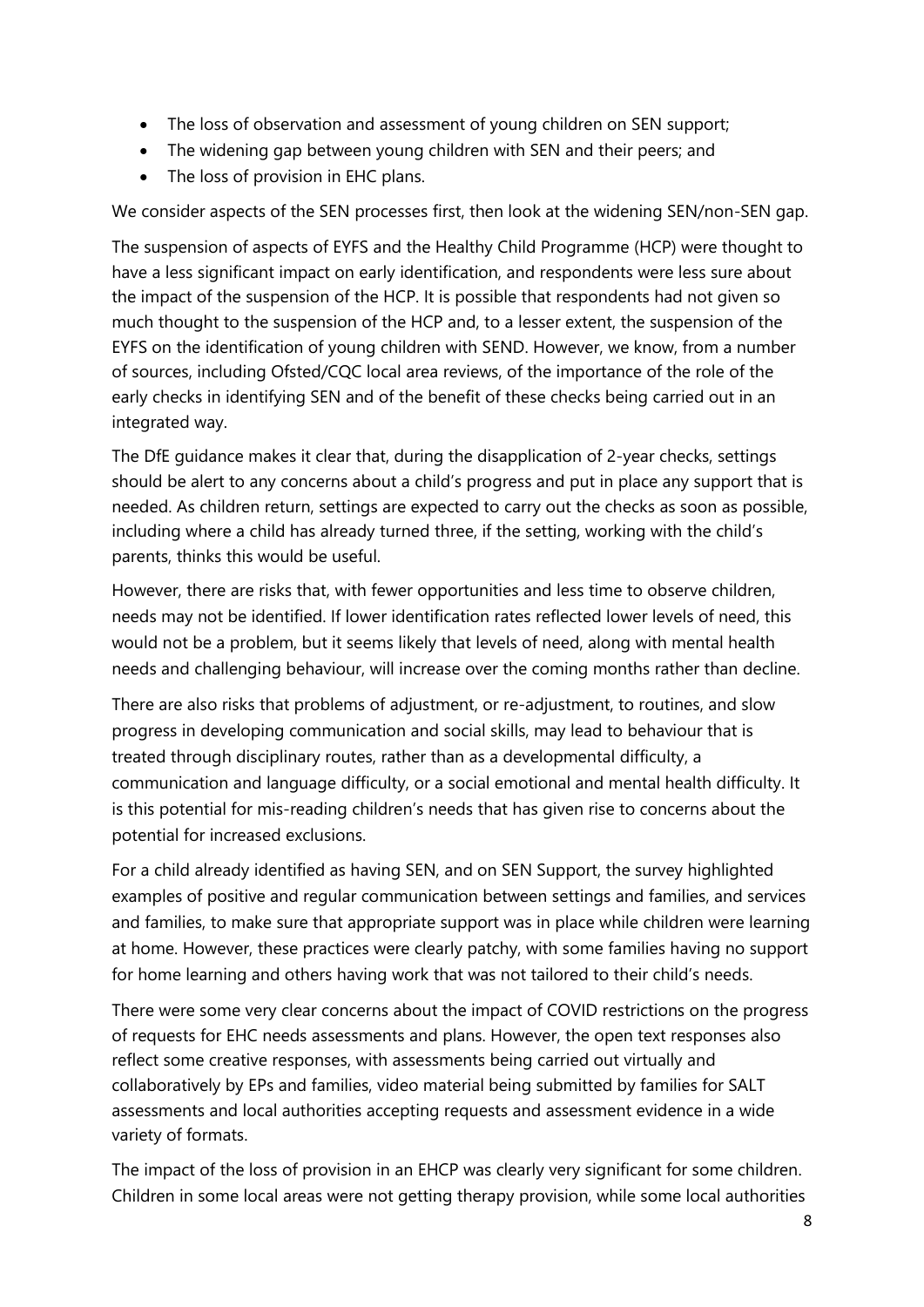- The loss of observation and assessment of young children on SEN support;
- The widening gap between young children with SEN and their peers; and
- The loss of provision in EHC plans.

We consider aspects of the SEN processes first, then look at the widening SEN/non-SEN gap.

The suspension of aspects of EYFS and the Healthy Child Programme (HCP) were thought to have a less significant impact on early identification, and respondents were less sure about the impact of the suspension of the HCP. It is possible that respondents had not given so much thought to the suspension of the HCP and, to a lesser extent, the suspension of the EYFS on the identification of young children with SEND. However, we know, from a number of sources, including Ofsted/CQC local area reviews, of the importance of the role of the early checks in identifying SEN and of the benefit of these checks being carried out in an integrated way.

The DfE guidance makes it clear that, during the disapplication of 2-year checks, settings should be alert to any concerns about a child's progress and put in place any support that is needed. As children return, settings are expected to carry out the checks as soon as possible, including where a child has already turned three, if the setting, working with the child's parents, thinks this would be useful.

However, there are risks that, with fewer opportunities and less time to observe children, needs may not be identified. If lower identification rates reflected lower levels of need, this would not be a problem, but it seems likely that levels of need, along with mental health needs and challenging behaviour, will increase over the coming months rather than decline.

There are also risks that problems of adjustment, or re-adjustment, to routines, and slow progress in developing communication and social skills, may lead to behaviour that is treated through disciplinary routes, rather than as a developmental difficulty, a communication and language difficulty, or a social emotional and mental health difficulty. It is this potential for mis-reading children's needs that has given rise to concerns about the potential for increased exclusions.

For a child already identified as having SEN, and on SEN Support, the survey highlighted examples of positive and regular communication between settings and families, and services and families, to make sure that appropriate support was in place while children were learning at home. However, these practices were clearly patchy, with some families having no support for home learning and others having work that was not tailored to their child's needs.

There were some very clear concerns about the impact of COVID restrictions on the progress of requests for EHC needs assessments and plans. However, the open text responses also reflect some creative responses, with assessments being carried out virtually and collaboratively by EPs and families, video material being submitted by families for SALT assessments and local authorities accepting requests and assessment evidence in a wide variety of formats.

The impact of the loss of provision in an EHCP was clearly very significant for some children. Children in some local areas were not getting therapy provision, while some local authorities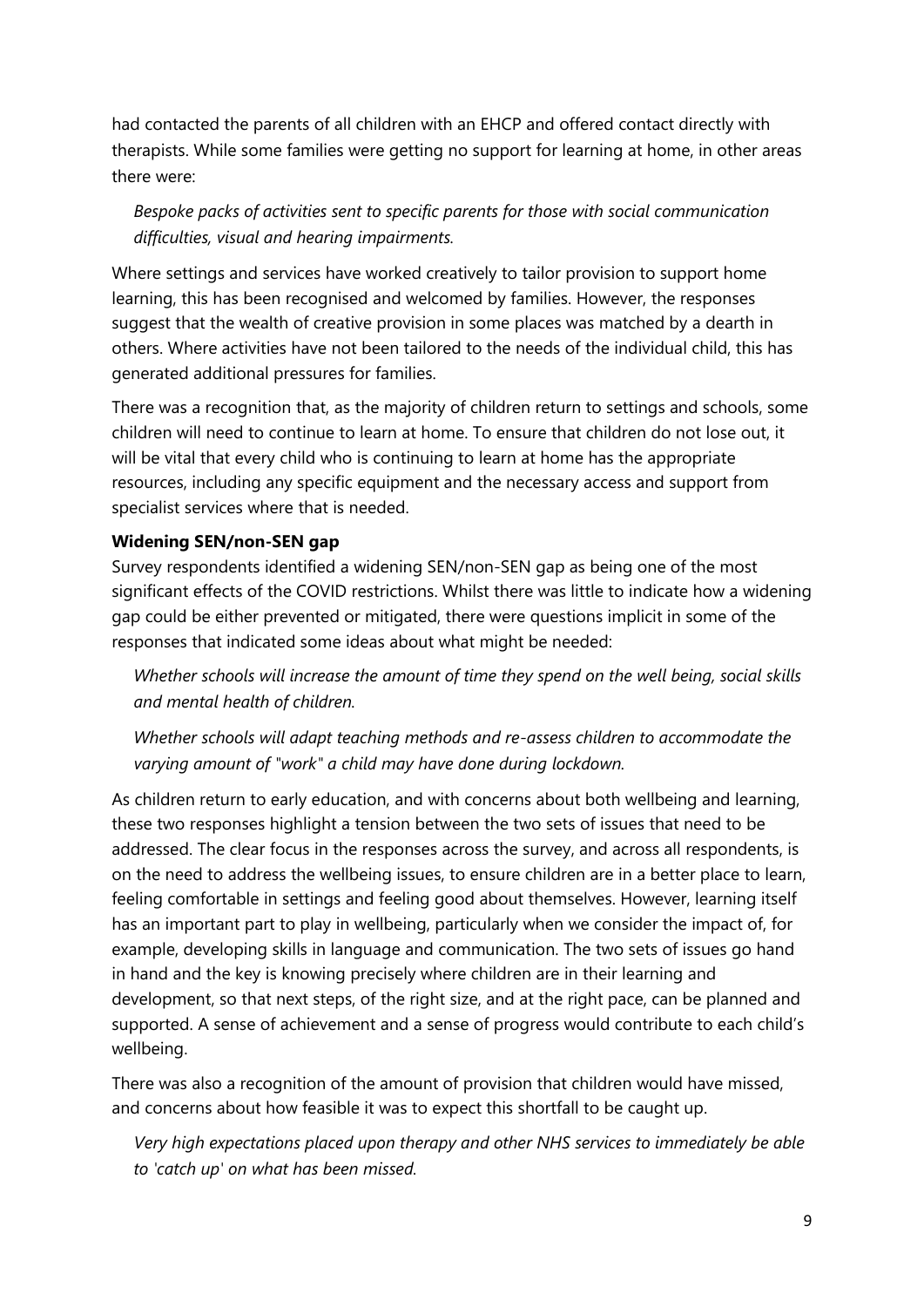had contacted the parents of all children with an EHCP and offered contact directly with therapists. While some families were getting no support for learning at home, in other areas there were:

> *Bespoke packs of activities sent to specific parents for those with social communication difficulties, visual and hearing impairments.*

Where settings and services have worked creatively to tailor provision to support home learning, this has been recognised and welcomed by families. However, the responses suggest that the wealth of creative provision in some places was matched by a dearth in others. Where activities have not been tailored to the needs of the individual child, this has generated additional pressures for families.

There was a recognition that, as the majority of children return to settings and schools, some children will need to continue to learn at home. To ensure that children do not lose out, it will be vital that every child who is continuing to learn at home has the appropriate resources, including any specific equipment and the necessary access and support from specialist services where that is needed.

**Widening SEN/non-SEN gap**

Survey respondents identified a widening SEN/non-SEN gap as being one of the most significant effects of the COVID restrictions. Whilst there was little to indicate how a widening gap could be either prevented or mitigated, there were questions implicit in some of the responses that indicated some ideas about what might be needed:

> *Whether schools will increase the amount of time they spend on the well being, social skills and mental health of children.*

> *Whether schools will adapt teaching methods and re-assess children to accommodate the varying amount of "work" a child may have done during lockdown.*

As children return to early education, and with concerns about both wellbeing and learning, these two responses highlight a tension between the two sets of issues that need to be addressed. The clear focus in the responses across the survey, and across all respondents, is on the need to address the wellbeing issues, to ensure children are in a better place to learn, feeling comfortable in settings and feeling good about themselves. However, learning itself has an important part to play in wellbeing, particularly when we consider the impact of, for example, developing skills in language and communication. The two sets of issues go hand in hand and the key is knowing precisely where children are in their learning and development, so that next steps, of the right size, and at the right pace, can be planned and supported. A sense of achievement and a sense of progress would contribute to each child's wellbeing.

There was also a recognition of the amount of provision that children would have missed, and concerns about how feasible it was to expect this shortfall to be caught up.

> *Very high expectations placed upon therapy and other NHS services to immediately be able to 'catch up' on what has been missed.*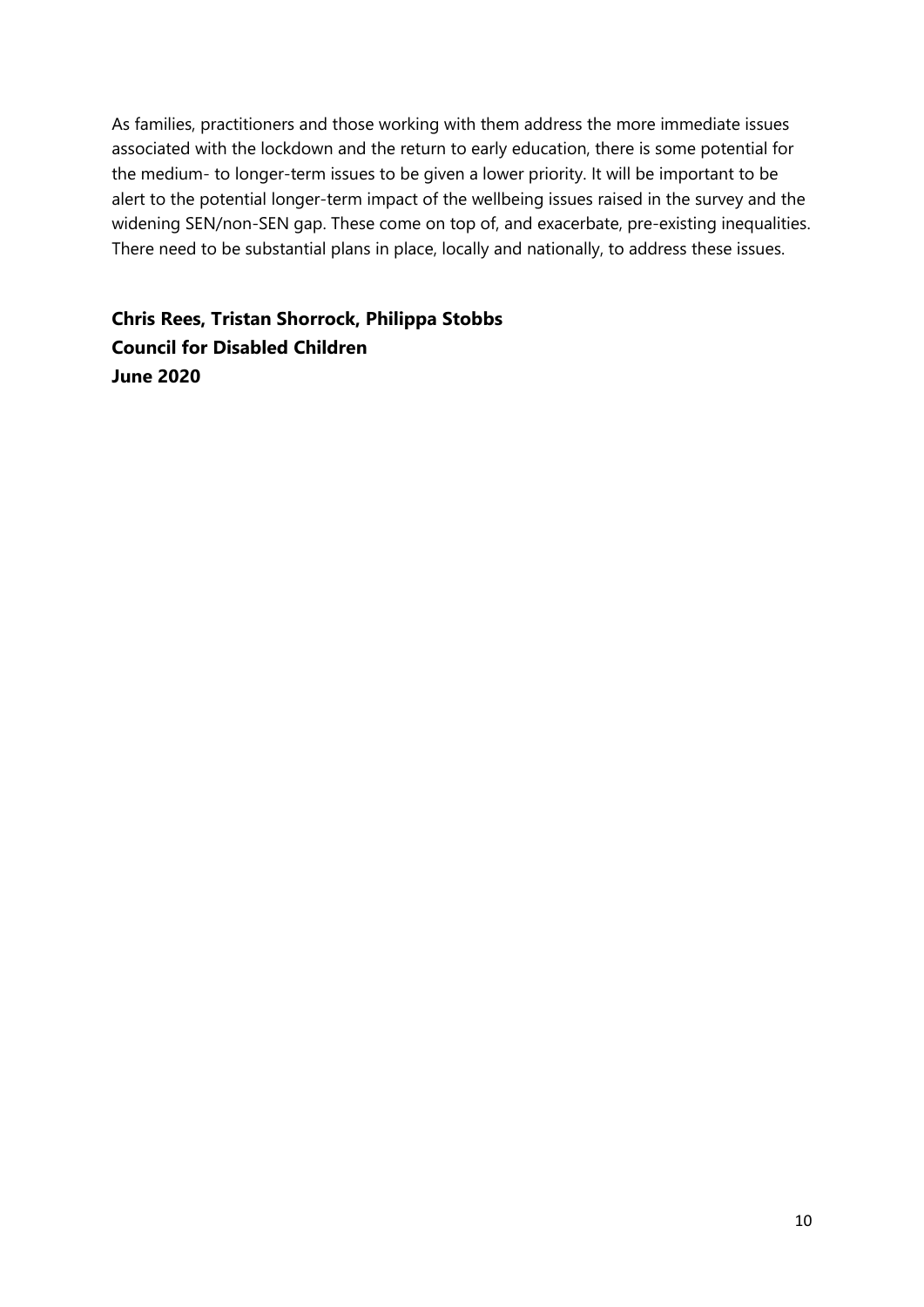As families, practitioners and those working with them address the more immediate issues associated with the lockdown and the return to early education, there is some potential for the medium- to longer-term issues to be given a lower priority. It will be important to be alert to the potential longer-term impact of the wellbeing issues raised in the survey and the widening SEN/non-SEN gap. These come on top of, and exacerbate, pre-existing inequalities. There need to be substantial plans in place, locally and nationally, to address these issues.

**Chris Rees, Tristan Shorrock, Philippa Stobbs**
**Council for Disabled Children**
**June 2020**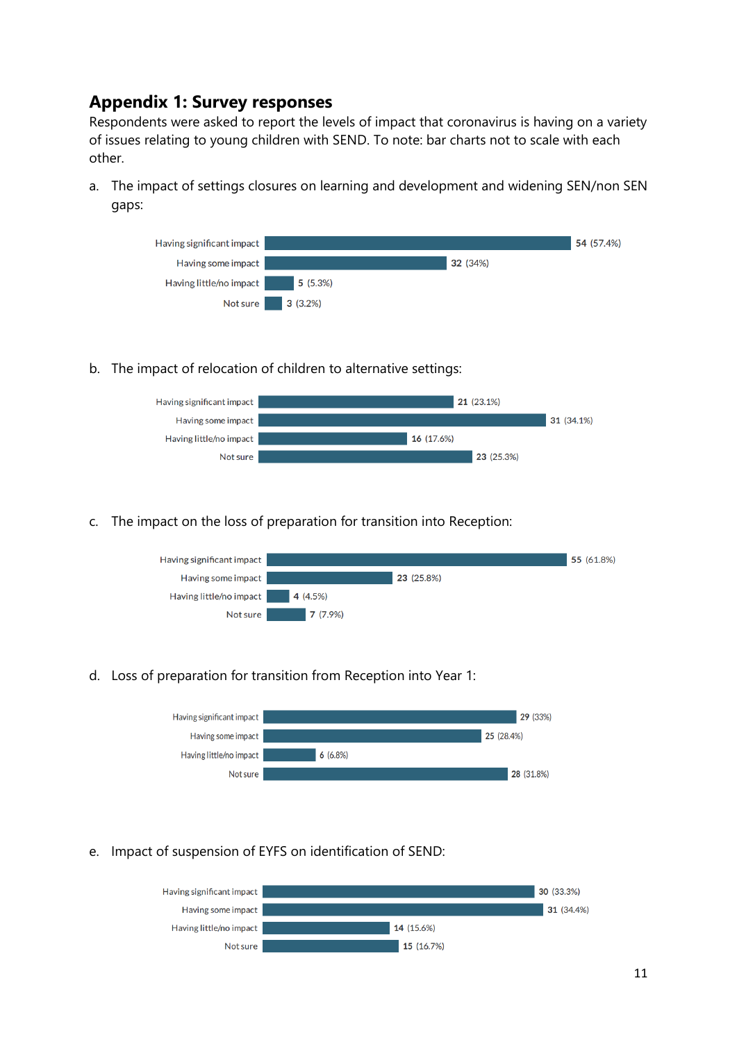## Appendix 1: Survey responses

Respondents were asked to report the levels of impact that coronavirus is having on a variety of issues relating to young children with SEND. To note: bar charts not to scale with each other.

a. The impact of settings closures on learning and development and widening SEN/non SEN gaps:

| Response | Count (%) |
|---|---|
| Having significant impact | 54 (57.4%) |
| Having some impact | 32 (34%) |
| Having little/no impact | 5 (5.3%) |
| Not sure | 3 (3.2%) |

b. The impact of relocation of children to alternative settings:

| Response | Count (%) |
|---|---|
| Having significant impact | 21 (23.1%) |
| Having some impact | 31 (34.1%) |
| Having little/no impact | 16 (17.6%) |
| Not sure | 23 (25.3%) |

c. The impact on the loss of preparation for transition into Reception:

| Response | Count (%) |
|---|---|
| Having significant impact | 55 (61.8%) |
| Having some impact | 23 (25.8%) |
| Having little/no impact | 4 (4.5%) |
| Not sure | 7 (7.9%) |

d. Loss of preparation for transition from Reception into Year 1:

| Response | Count (%) |
|---|---|
| Having significant impact | 29 (33%) |
| Having some impact | 25 (28.4%) |
| Having little/no impact | 6 (6.8%) |
| Not sure | 28 (31.8%) |

e. Impact of suspension of EYFS on identification of SEND:

| Response | Count (%) |
|---|---|
| Having significant impact | 30 (33.3%) |
| Having some impact | 31 (34.4%) |
| Having little/no impact | 14 (15.6%) |
| Not sure | 15 (16.7%) |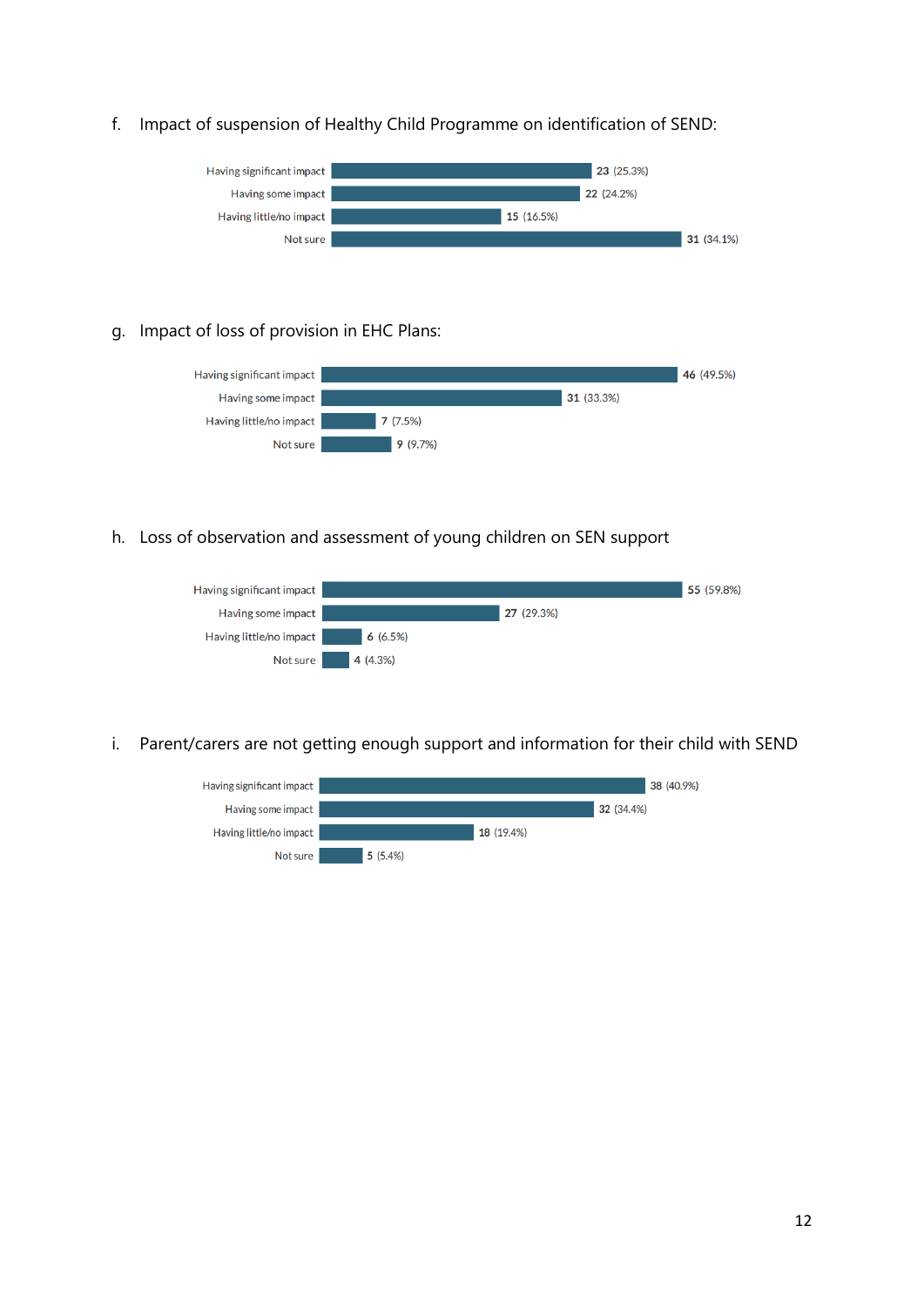f. Impact of suspension of Healthy Child Programme on identification of SEND:

| Response | Count (%) |
|---|---|
| Having significant impact | 23 (25.3%) |
| Having some impact | 22 (24.2%) |
| Having little/no impact | 15 (16.5%) |
| Not sure | 31 (34.1%) |

g. Impact of loss of provision in EHC Plans:

| Response | Count (%) |
|---|---|
| Having significant impact | 46 (49.5%) |
| Having some impact | 31 (33.3%) |
| Having little/no impact | 7 (7.5%) |
| Not sure | 9 (9.7%) |

h. Loss of observation and assessment of young children on SEN support

| Response | Count (%) |
|---|---|
| Having significant impact | 55 (59.8%) |
| Having some impact | 27 (29.3%) |
| Having little/no impact | 6 (6.5%) |
| Not sure | 4 (4.3%) |

i. Parent/carers are not getting enough support and information for their child with SEND

| Response | Count (%) |
|---|---|
| Having significant impact | 38 (40.9%) |
| Having some impact | 32 (34.4%) |
| Having little/no impact | 18 (19.4%) |
| Not sure | 5 (5.4%) |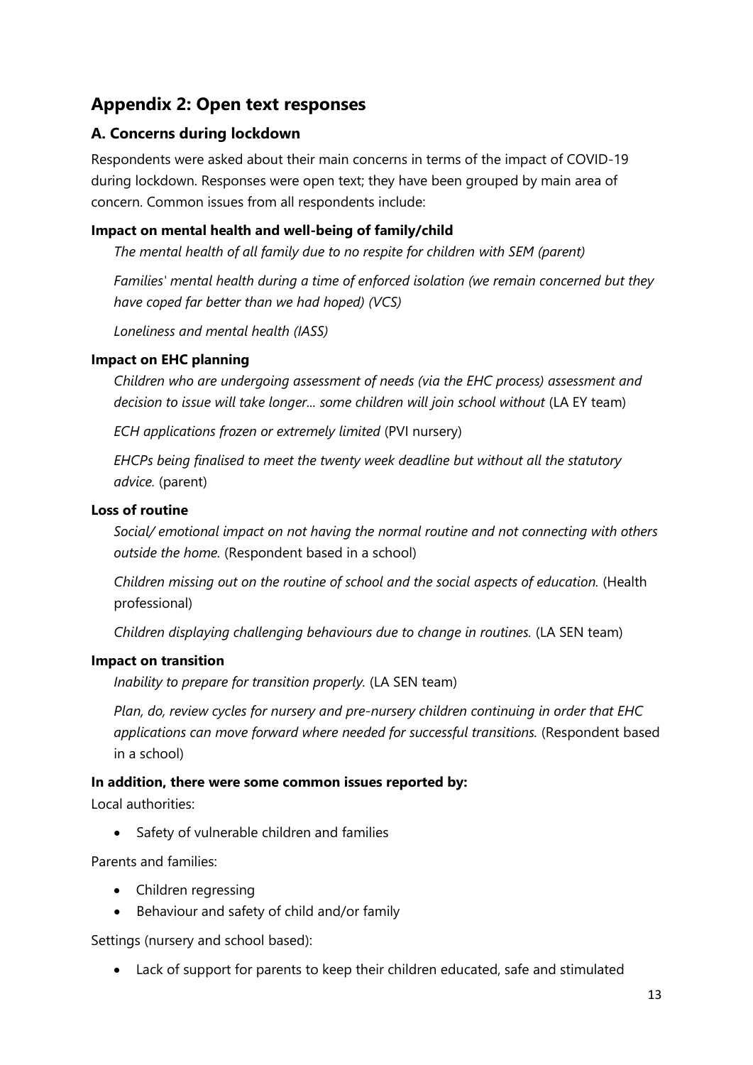## Appendix 2: Open text responses

### A. Concerns during lockdown

Respondents were asked about their main concerns in terms of the impact of COVID-19 during lockdown. Responses were open text; they have been grouped by main area of concern. Common issues from all respondents include:

**Impact on mental health and well-being of family/child**

*The mental health of all family due to no respite for children with SEM (parent)*

*Families' mental health during a time of enforced isolation (we remain concerned but they have coped far better than we had hoped) (VCS)*

*Loneliness and mental health (IASS)*

**Impact on EHC planning**

*Children who are undergoing assessment of needs (via the EHC process) assessment and decision to issue will take longer... some children will join school without* (LA EY team)

*ECH applications frozen or extremely limited* (PVI nursery)

*EHCPs being finalised to meet the twenty week deadline but without all the statutory advice.* (parent)

**Loss of routine**

*Social/ emotional impact on not having the normal routine and not connecting with others outside the home.* (Respondent based in a school)

*Children missing out on the routine of school and the social aspects of education.* (Health professional)

*Children displaying challenging behaviours due to change in routines.* (LA SEN team)

**Impact on transition**

*Inability to prepare for transition properly.* (LA SEN team)

*Plan, do, review cycles for nursery and pre-nursery children continuing in order that EHC applications can move forward where needed for successful transitions.* (Respondent based in a school)

**In addition, there were some common issues reported by:**

Local authorities:

- Safety of vulnerable children and families

Parents and families:

- Children regressing
- Behaviour and safety of child and/or family

Settings (nursery and school based):

- Lack of support for parents to keep their children educated, safe and stimulated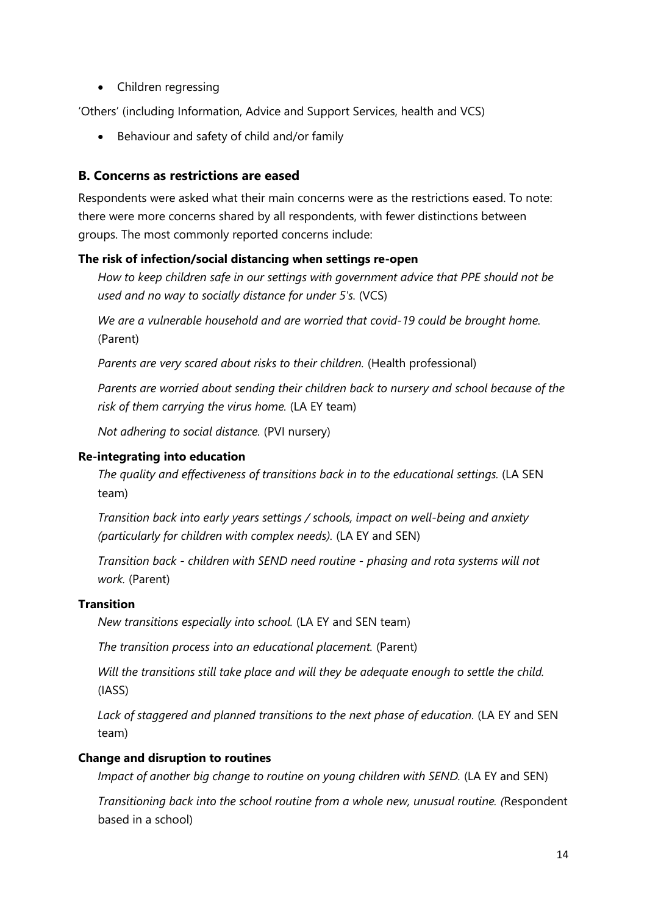- Children regressing

'Others' (including Information, Advice and Support Services, health and VCS)

- Behaviour and safety of child and/or family

### B. Concerns as restrictions are eased

Respondents were asked what their main concerns were as the restrictions eased. To note: there were more concerns shared by all respondents, with fewer distinctions between groups. The most commonly reported concerns include:

**The risk of infection/social distancing when settings re-open**

*How to keep children safe in our settings with government advice that PPE should not be used and no way to socially distance for under 5's.* (VCS)

*We are a vulnerable household and are worried that covid-19 could be brought home.* (Parent)

*Parents are very scared about risks to their children.* (Health professional)

*Parents are worried about sending their children back to nursery and school because of the risk of them carrying the virus home.* (LA EY team)

*Not adhering to social distance.* (PVI nursery)

**Re-integrating into education**

*The quality and effectiveness of transitions back in to the educational settings.* (LA SEN team)

*Transition back into early years settings / schools, impact on well-being and anxiety (particularly for children with complex needs).* (LA EY and SEN)

*Transition back - children with SEND need routine - phasing and rota systems will not work.* (Parent)

**Transition**

*New transitions especially into school.* (LA EY and SEN team)

*The transition process into an educational placement.* (Parent)

*Will the transitions still take place and will they be adequate enough to settle the child.* (IASS)

*Lack of staggered and planned transitions to the next phase of education.* (LA EY and SEN team)

**Change and disruption to routines**

*Impact of another big change to routine on young children with SEND.* (LA EY and SEN)

*Transitioning back into the school routine from a whole new, unusual routine. (*Respondent based in a school)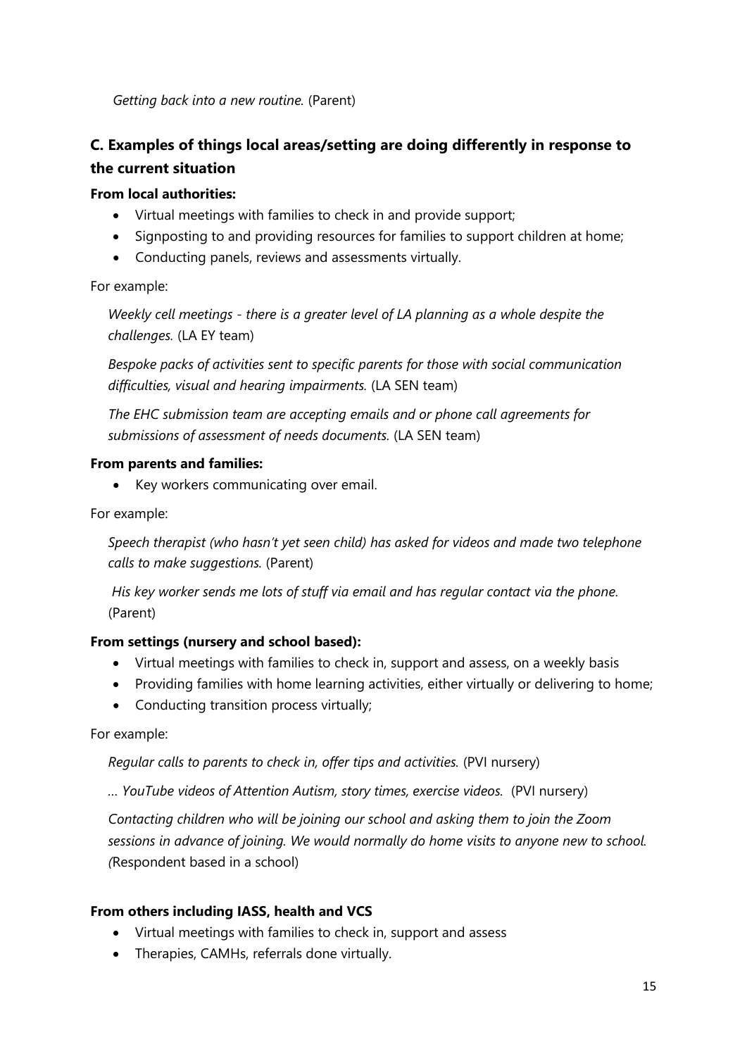*Getting back into a new routine.* (Parent)

## C. Examples of things local areas/setting are doing differently in response to the current situation

**From local authorities:**

- Virtual meetings with families to check in and provide support;
- Signposting to and providing resources for families to support children at home;
- Conducting panels, reviews and assessments virtually.

For example:

> *Weekly cell meetings - there is a greater level of LA planning as a whole despite the challenges.* (LA EY team)
>
> *Bespoke packs of activities sent to specific parents for those with social communication difficulties, visual and hearing impairments.* (LA SEN team)
>
> *The EHC submission team are accepting emails and or phone call agreements for submissions of assessment of needs documents.* (LA SEN team)

**From parents and families:**

- Key workers communicating over email.

For example:

> *Speech therapist (who hasn't yet seen child) has asked for videos and made two telephone calls to make suggestions.* (Parent)
>
> *His key worker sends me lots of stuff via email and has regular contact via the phone.* (Parent)

**From settings (nursery and school based):**

- Virtual meetings with families to check in, support and assess, on a weekly basis
- Providing families with home learning activities, either virtually or delivering to home;
- Conducting transition process virtually;

For example:

> *Regular calls to parents to check in, offer tips and activities.* (PVI nursery)
>
> *… YouTube videos of Attention Autism, story times, exercise videos.* (PVI nursery)
>
> *Contacting children who will be joining our school and asking them to join the Zoom sessions in advance of joining. We would normally do home visits to anyone new to school. (*Respondent based in a school)

**From others including IASS, health and VCS**

- Virtual meetings with families to check in, support and assess
- Therapies, CAMHs, referrals done virtually.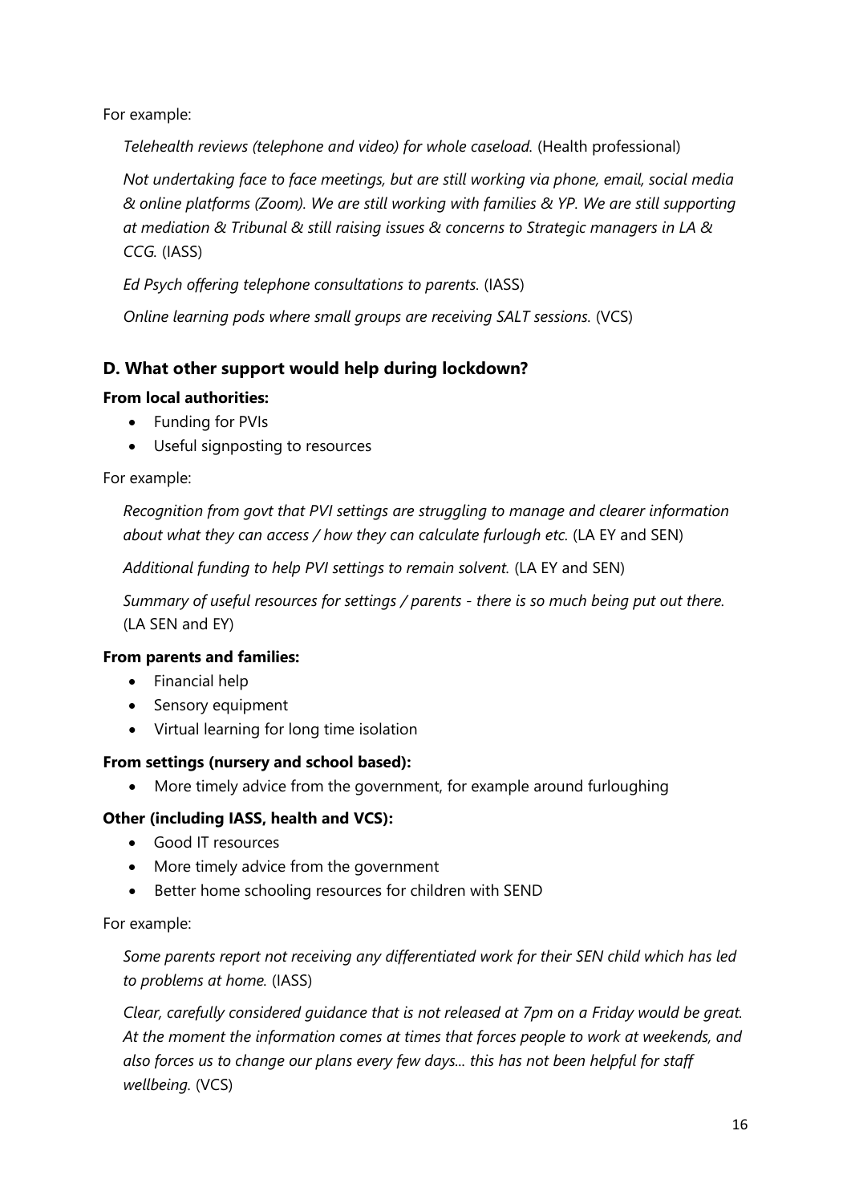For example:

> *Telehealth reviews (telephone and video) for whole caseload.* (Health professional)
>
> *Not undertaking face to face meetings, but are still working via phone, email, social media & online platforms (Zoom). We are still working with families & YP. We are still supporting at mediation & Tribunal & still raising issues & concerns to Strategic managers in LA & CCG.* (IASS)
>
> *Ed Psych offering telephone consultations to parents.* (IASS)
>
> *Online learning pods where small groups are receiving SALT sessions.* (VCS)

### D. What other support would help during lockdown?

**From local authorities:**

- Funding for PVIs
- Useful signposting to resources

For example:

> *Recognition from govt that PVI settings are struggling to manage and clearer information about what they can access / how they can calculate furlough etc.* (LA EY and SEN)
>
> *Additional funding to help PVI settings to remain solvent.* (LA EY and SEN)
>
> *Summary of useful resources for settings / parents - there is so much being put out there.* (LA SEN and EY)

**From parents and families:**

- Financial help
- Sensory equipment
- Virtual learning for long time isolation

**From settings (nursery and school based):**

- More timely advice from the government, for example around furloughing

**Other (including IASS, health and VCS):**

- Good IT resources
- More timely advice from the government
- Better home schooling resources for children with SEND

For example:

> *Some parents report not receiving any differentiated work for their SEN child which has led to problems at home.* (IASS)
>
> *Clear, carefully considered guidance that is not released at 7pm on a Friday would be great. At the moment the information comes at times that forces people to work at weekends, and also forces us to change our plans every few days... this has not been helpful for staff wellbeing.* (VCS)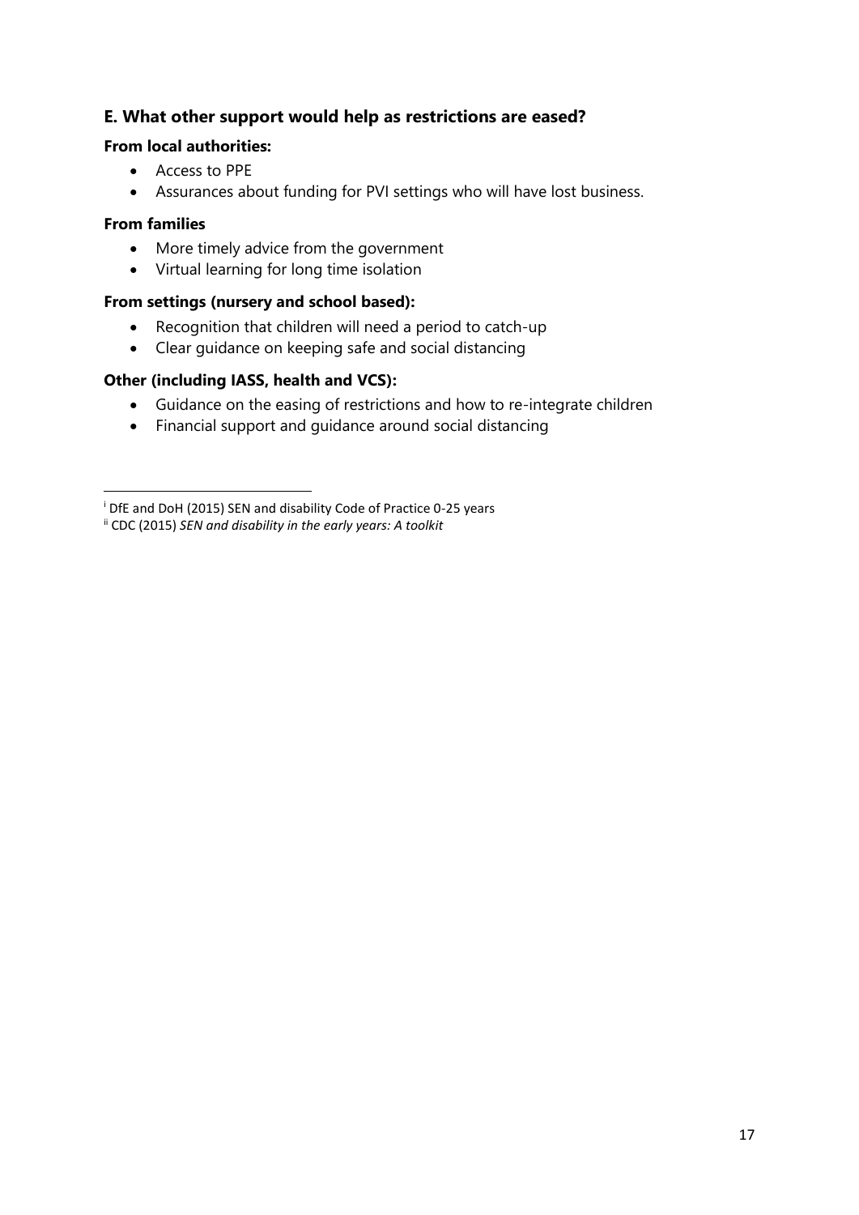## E. What other support would help as restrictions are eased?

**From local authorities:**

- Access to PPE
- Assurances about funding for PVI settings who will have lost business.

**From families**

- More timely advice from the government
- Virtual learning for long time isolation

**From settings (nursery and school based):**

- Recognition that children will need a period to catch-up
- Clear guidance on keeping safe and social distancing

**Other (including IASS, health and VCS):**

- Guidance on the easing of restrictions and how to re-integrate children
- Financial support and guidance around social distancing

---

[i] DfE and DoH (2015) SEN and disability Code of Practice 0-25 years

[ii] CDC (2015) *SEN and disability in the early years: A toolkit*